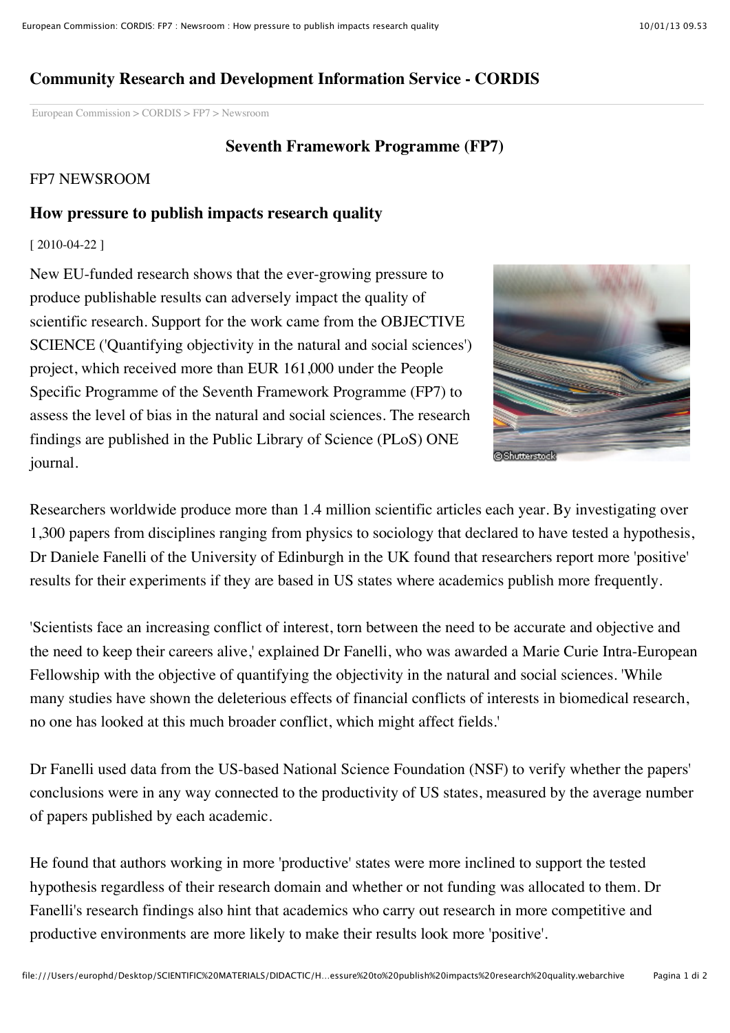## Community Research and Development Information Service - CORDIS

European Commission > CORDIS > FP7 > Newsroom

### Seventh Framework Programme (FP7)

FP7 NEWSROOM

### How pressure to publish impacts research quality

[ 2010-04-22 ]

New EU-funded research shows that the ever-growing pressure to produce publishable results can adversely impact the quality of scientific research. Support for the work came from the OBJECTIVE SCIENCE ('Quantifying objectivity in the natural and social sciences') project, which received more than EUR 161,000 under the People Specific Programme of the Seventh Framework Programme (FP7) to assess the level of bias in the natural and social sciences. The research findings are published in the Public Library of Science (PLoS) ONE journal.

Researchers worldwide produce more than 1.4 million scientific articles each year. By investigating over 1,300 papers from disciplines ranging from physics to sociology that declared to have tested a hypothesis, Dr Daniele Fanelli of the University of Edinburgh in the UK found that researchers report more 'positive' results for their experiments if they are based in US states where academics publish more frequently.

'Scientists face an increasing conflict of interest, torn between the need to be accurate and objective and the need to keep their careers alive,' explained Dr Fanelli, who was awarded a Marie Curie Intra-European Fellowship with the objective of quantifying the objectivity in the natural and social sciences. 'While many studies have shown the deleterious effects of financial conflicts of interests in biomedical research, no one has looked at this much broader conflict, which might affect fields.'

Dr Fanelli used data from the US-based National Science Foundation (NSF) to verify whether the papers' conclusions were in any way connected to the productivity of US states, measured by the average number of papers published by each academic.

He found that authors working in more 'productive' states were more inclined to support the tested hypothesis regardless of their research domain and whether or not funding was allocated to them. Dr Fanelli's research findings also hint that academics who carry out research in more competitive and productive environments are more likely to make their results look more 'positive'.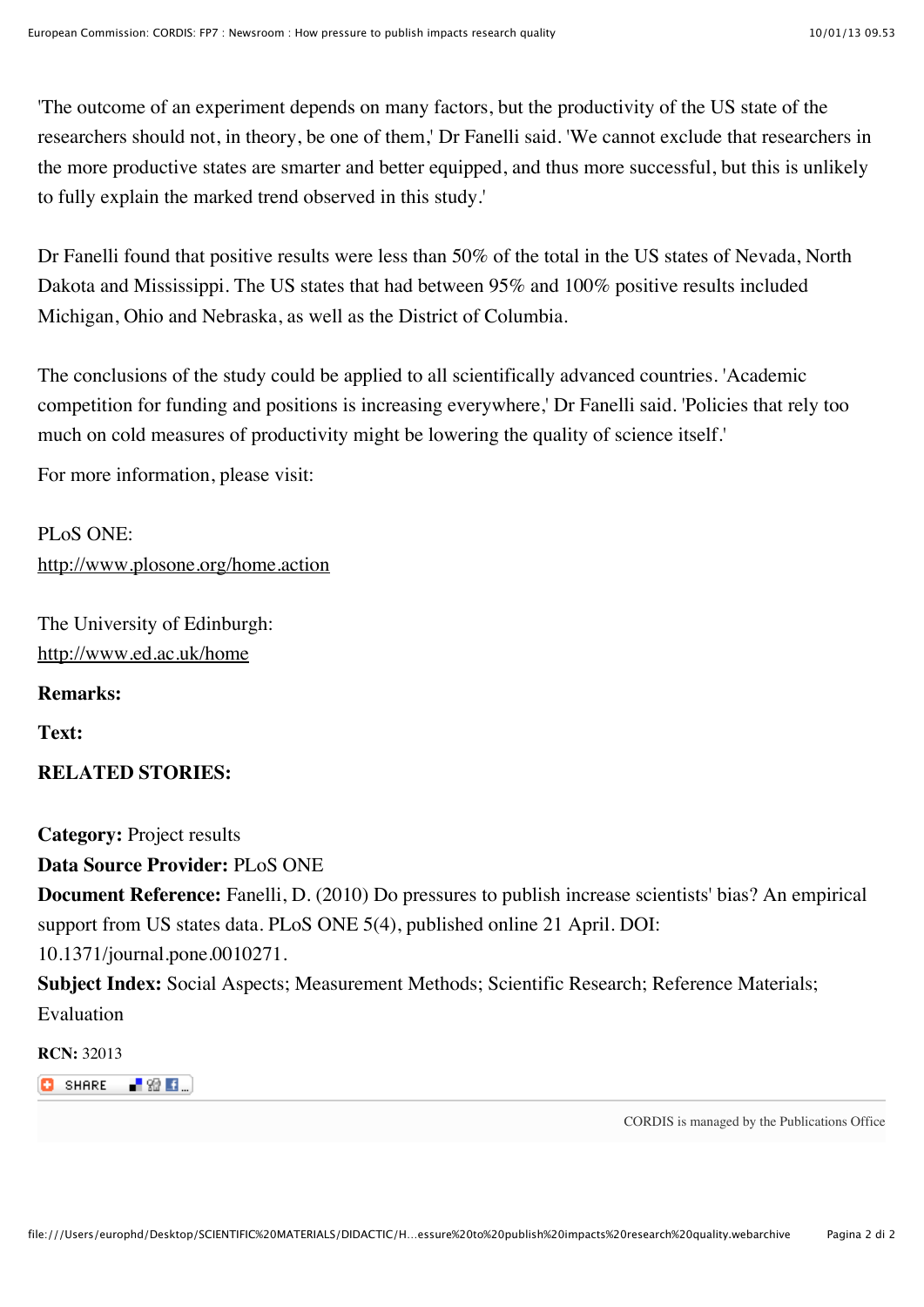'The outcome of an experiment depends on many factors, but the productivity of the US state of the researchers should not, in theory, be one of them,' Dr Fanelli said. 'We cannot exclude that researchers in the more productive states are smarter and better equipped, and thus more successful, but this is unlikely to fully explain the marked trend observed in this study.'

Dr Fanelli found that positive results were less than 50% of the total in the US states of Nevada, North Dakota and Mississippi. The US states that had between 95% and 100% positive results included Michigan, Ohio and Nebraska, as well as the District of Columbia.

The conclusions of the study could be applied to all scientifically advanced countries. 'Academic competition for funding and positions is increasing everywhere,' Dr Fanelli said. 'Policies that rely too much on cold measures of productivity might be lowering the quality of science itself.'

For more information, please visit:

PLoS ONE:
http://www.plosone.org/home.action

The University of Edinburgh:
http://www.ed.ac.uk/home

**Remarks:**

**Text:**

**RELATED STORIES:**

**Category:** Project results
**Data Source Provider:** PLoS ONE
**Document Reference:** Fanelli, D. (2010) Do pressures to publish increase scientists' bias? An empirical support from US states data. PLoS ONE 5(4), published online 21 April. DOI: 10.1371/journal.pone.0010271.
**Subject Index:** Social Aspects; Measurement Methods; Scientific Research; Reference Materials; Evaluation

**RCN:** 32013

SHARE

CORDIS is managed by the Publications Office